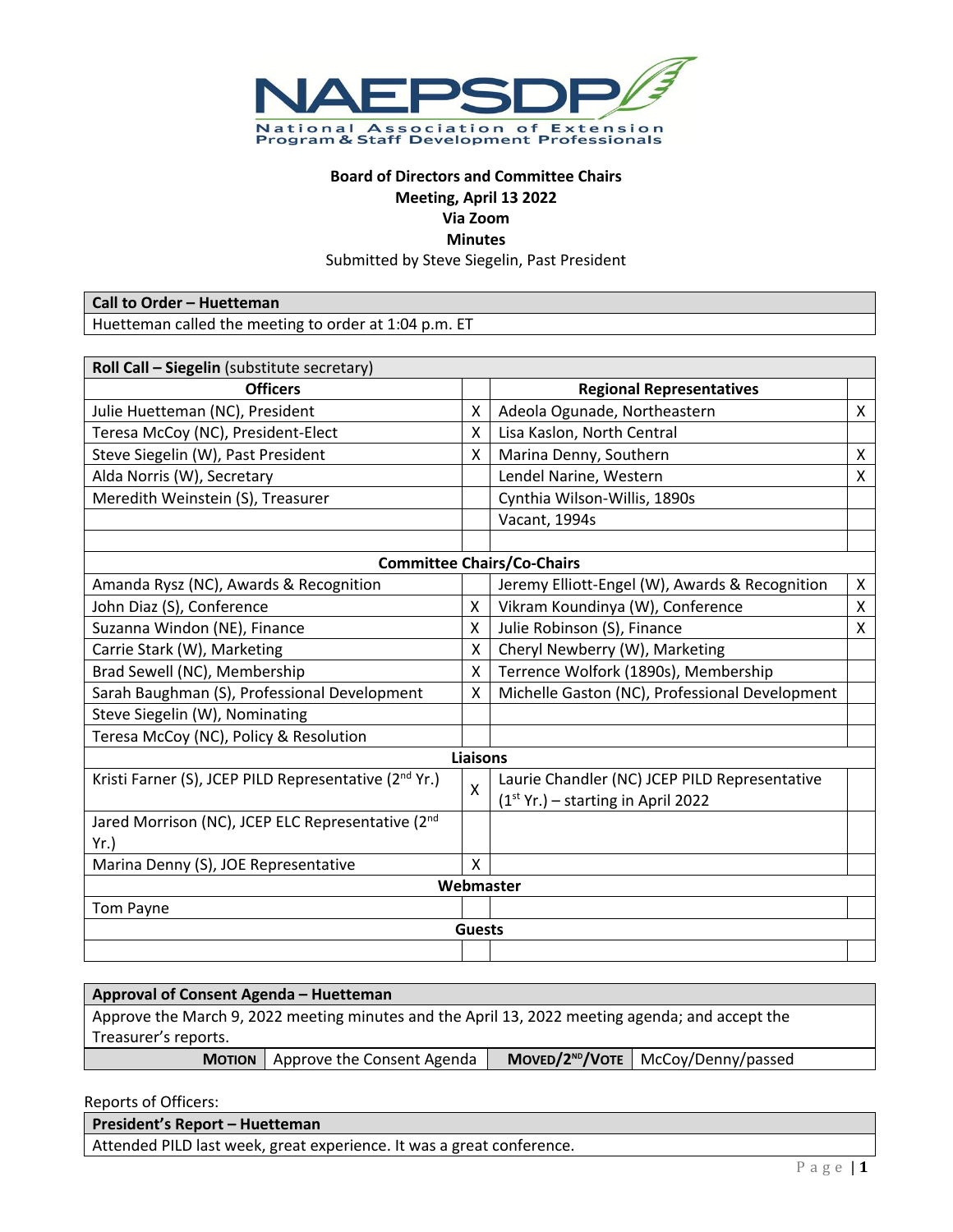NAEPSDP

National Association of Extension Program & Staff Development Professionals

**Board of Directors and Committee Chairs**
**Meeting, April 13 2022**
**Via Zoom**
**Minutes**
Submitted by Steve Siegelin, Past President

| **Call to Order – Huetteman** |
|---|
| Huetteman called the meeting to order at 1:04 p.m. ET |

| **Roll Call – Siegelin** (substitute secretary) | | | |
|---|---|---|---|
| **Officers** | | **Regional Representatives** | |
| Julie Huetteman (NC), President | X | Adeola Ogunade, Northeastern | X |
| Teresa McCoy (NC), President-Elect | X | Lisa Kaslon, North Central | |
| Steve Siegelin (W), Past President | X | Marina Denny, Southern | X |
| Alda Norris (W), Secretary | | Lendel Narine, Western | X |
| Meredith Weinstein (S), Treasurer | | Cynthia Wilson-Willis, 1890s | |
| | | Vacant, 1994s | |
| | | | |
| **Committee Chairs/Co-Chairs** | | | |
| Amanda Rysz (NC), Awards & Recognition | | Jeremy Elliott-Engel (W), Awards & Recognition | X |
| John Diaz (S), Conference | X | Vikram Koundinya (W), Conference | X |
| Suzanna Windon (NE), Finance | X | Julie Robinson (S), Finance | X |
| Carrie Stark (W), Marketing | X | Cheryl Newberry (W), Marketing | |
| Brad Sewell (NC), Membership | X | Terrence Wolfork (1890s), Membership | |
| Sarah Baughman (S), Professional Development | X | Michelle Gaston (NC), Professional Development | |
| Steve Siegelin (W), Nominating | | | |
| Teresa McCoy (NC), Policy & Resolution | | | |
| **Liaisons** | | | |
| Kristi Farner (S), JCEP PILD Representative (2nd Yr.) | X | Laurie Chandler (NC) JCEP PILD Representative (1st Yr.) – starting in April 2022 | |
| Jared Morrison (NC), JCEP ELC Representative (2nd Yr.) | | | |
| Marina Denny (S), JOE Representative | X | | |
| **Webmaster** | | | |
| Tom Payne | | | |
| **Guests** | | | |
| | | | |

| **Approval of Consent Agenda – Huetteman** | | | |
|---|---|---|---|
| Approve the March 9, 2022 meeting minutes and the April 13, 2022 meeting agenda; and accept the Treasurer's reports. | | | |
| **MOTION** | Approve the Consent Agenda | **MOVED/2ND/VOTE** | McCoy/Denny/passed |

Reports of Officers:

| **President's Report – Huetteman** |
|---|
| Attended PILD last week, great experience. It was a great conference. |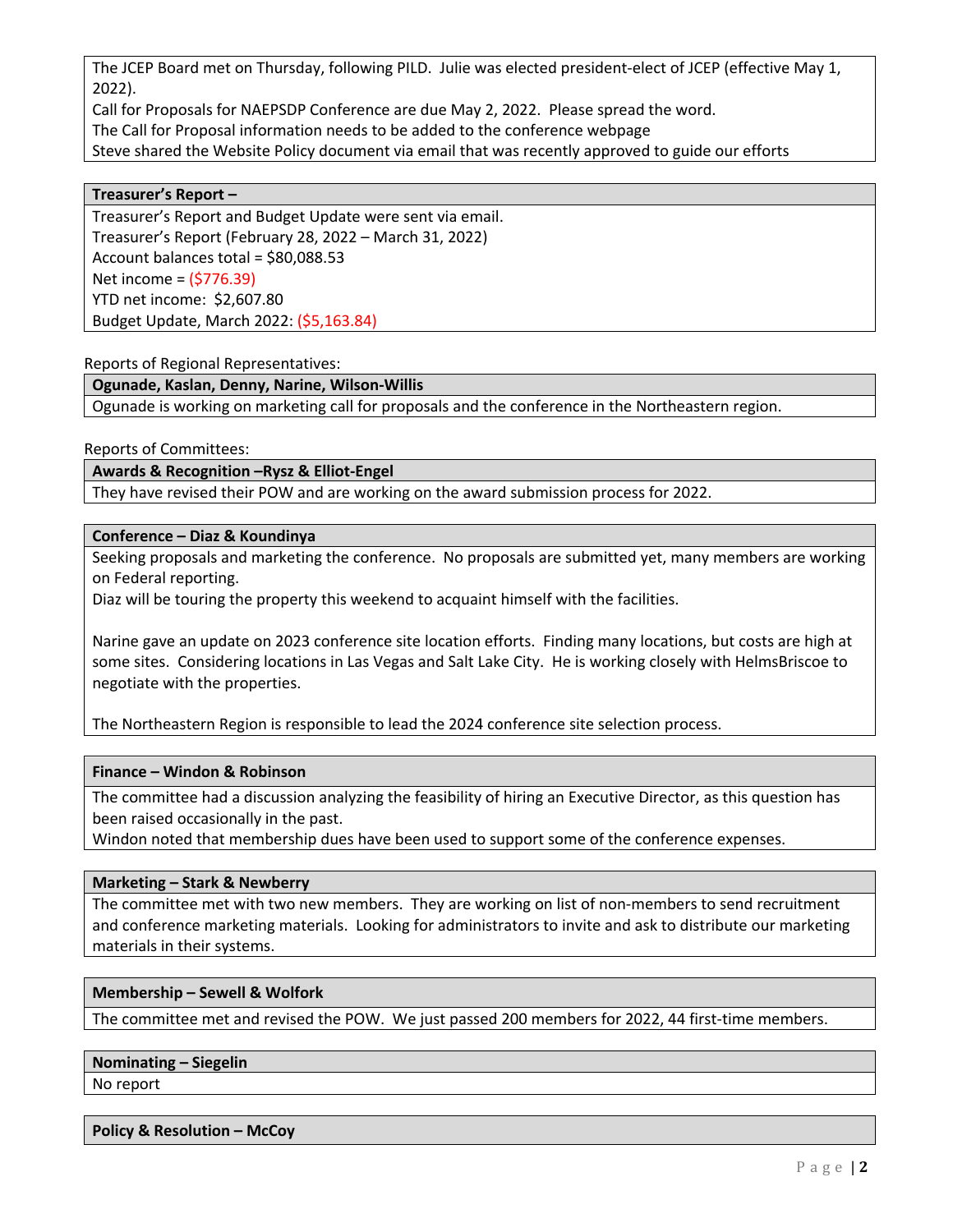The JCEP Board met on Thursday, following PILD. Julie was elected president-elect of JCEP (effective May 1, 2022).
Call for Proposals for NAEPSDP Conference are due May 2, 2022. Please spread the word.
The Call for Proposal information needs to be added to the conference webpage
Steve shared the Website Policy document via email that was recently approved to guide our efforts

**Treasurer's Report –**

Treasurer's Report and Budget Update were sent via email.
Treasurer's Report (February 28, 2022 – March 31, 2022)
Account balances total = $80,088.53
Net income = ($776.39)
YTD net income: $2,607.80
Budget Update, March 2022: ($5,163.84)

Reports of Regional Representatives:

**Ogunade, Kaslan, Denny, Narine, Wilson-Willis**

Ogunade is working on marketing call for proposals and the conference in the Northeastern region.

Reports of Committees:

**Awards & Recognition –Rysz & Elliot-Engel**

They have revised their POW and are working on the award submission process for 2022.

**Conference – Diaz & Koundinya**

Seeking proposals and marketing the conference. No proposals are submitted yet, many members are working on Federal reporting.
Diaz will be touring the property this weekend to acquaint himself with the facilities.

Narine gave an update on 2023 conference site location efforts. Finding many locations, but costs are high at some sites. Considering locations in Las Vegas and Salt Lake City. He is working closely with HelmsBriscoe to negotiate with the properties.

The Northeastern Region is responsible to lead the 2024 conference site selection process.

**Finance – Windon & Robinson**

The committee had a discussion analyzing the feasibility of hiring an Executive Director, as this question has been raised occasionally in the past.
Windon noted that membership dues have been used to support some of the conference expenses.

**Marketing – Stark & Newberry**

The committee met with two new members. They are working on list of non-members to send recruitment and conference marketing materials. Looking for administrators to invite and ask to distribute our marketing materials in their systems.

**Membership – Sewell & Wolfork**

The committee met and revised the POW. We just passed 200 members for 2022, 44 first-time members.

**Nominating – Siegelin**

No report

**Policy & Resolution – McCoy**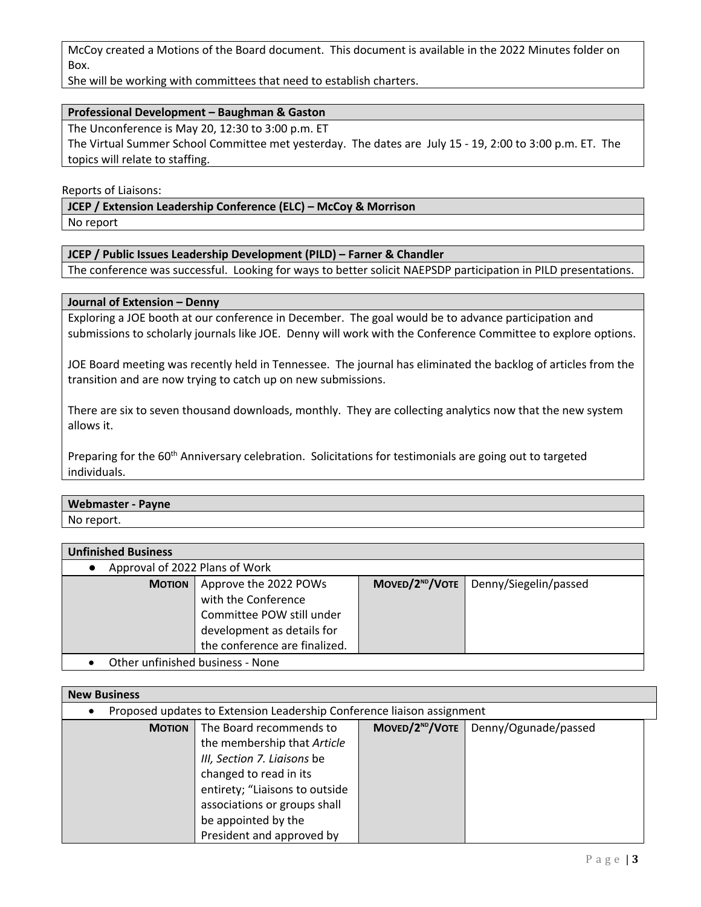McCoy created a Motions of the Board document. This document is available in the 2022 Minutes folder on Box.
She will be working with committees that need to establish charters.

| **Professional Development – Baughman & Gaston** |
|---|
| The Unconference is May 20, 12:30 to 3:00 p.m. ET<br>The Virtual Summer School Committee met yesterday. The dates are July 15 - 19, 2:00 to 3:00 p.m. ET. The topics will relate to staffing. |

Reports of Liaisons:

| **JCEP / Extension Leadership Conference (ELC) – McCoy & Morrison** |
|---|
| No report |

| **JCEP / Public Issues Leadership Development (PILD) – Farner & Chandler** |
|---|
| The conference was successful. Looking for ways to better solicit NAEPSDP participation in PILD presentations. |

| **Journal of Extension – Denny** |
|---|
| Exploring a JOE booth at our conference in December. The goal would be to advance participation and submissions to scholarly journals like JOE. Denny will work with the Conference Committee to explore options.<br><br>JOE Board meeting was recently held in Tennessee. The journal has eliminated the backlog of articles from the transition and are now trying to catch up on new submissions.<br><br>There are six to seven thousand downloads, monthly. They are collecting analytics now that the new system allows it.<br><br>Preparing for the 60th Anniversary celebration. Solicitations for testimonials are going out to targeted individuals. |

| **Webmaster - Payne** |
|---|
| No report. |

**Unfinished Business**

- Approval of 2022 Plans of Work

| **MOTION** | Approve the 2022 POWs with the Conference Committee POW still under development as details for the conference are finalized. | **MOVED/2ND/VOTE** | Denny/Siegelin/passed |
|---|---|---|---|

- Other unfinished business - None

**New Business**

- Proposed updates to Extension Leadership Conference liaison assignment

| **MOTION** | The Board recommends to the membership that *Article III, Section 7. Liaisons* be changed to read in its entirety; "Liaisons to outside associations or groups shall be appointed by the President and approved by | **MOVED/2ND/VOTE** | Denny/Ogunade/passed |
|---|---|---|---|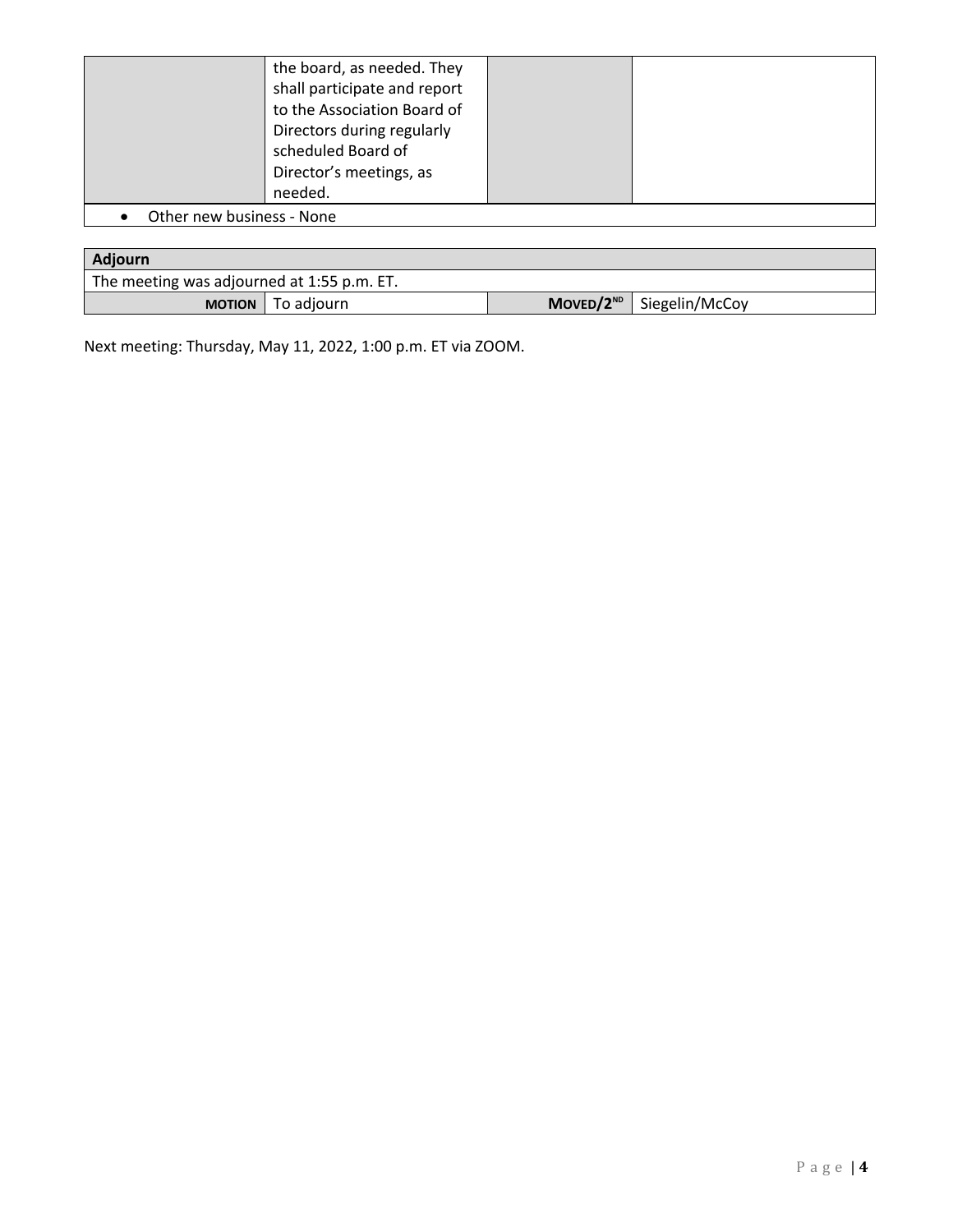| | | | |
|---|---|---|---|
| | the board, as needed. They shall participate and report to the Association Board of Directors during regularly scheduled Board of Director's meetings, as needed. | | |

- Other new business - None

| **Adjourn** | | | |
|---|---|---|---|
| The meeting was adjourned at 1:55 p.m. ET. | | | |
| **MOTION** | To adjourn | **MOVED/2ND** | Siegelin/McCoy |

Next meeting: Thursday, May 11, 2022, 1:00 p.m. ET via ZOOM.